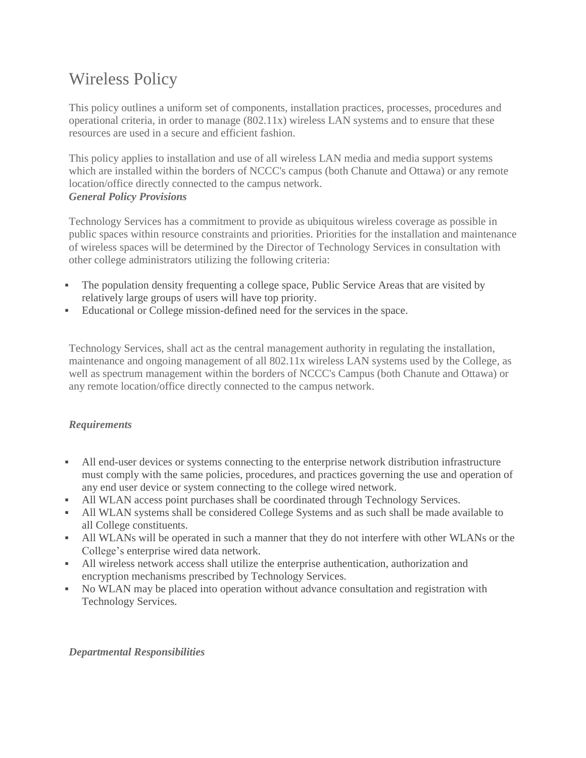# Wireless Policy

This policy outlines a uniform set of components, installation practices, processes, procedures and operational criteria, in order to manage (802.11x) wireless LAN systems and to ensure that these resources are used in a secure and efficient fashion.

This policy applies to installation and use of all wireless LAN media and media support systems which are installed within the borders of NCCC's campus (both Chanute and Ottawa) or any remote location/office directly connected to the campus network.

***General Policy Provisions***

Technology Services has a commitment to provide as ubiquitous wireless coverage as possible in public spaces within resource constraints and priorities. Priorities for the installation and maintenance of wireless spaces will be determined by the Director of Technology Services in consultation with other college administrators utilizing the following criteria:

- The population density frequenting a college space, Public Service Areas that are visited by relatively large groups of users will have top priority.
- Educational or College mission-defined need for the services in the space.

Technology Services, shall act as the central management authority in regulating the installation, maintenance and ongoing management of all 802.11x wireless LAN systems used by the College, as well as spectrum management within the borders of NCCC's Campus (both Chanute and Ottawa) or any remote location/office directly connected to the campus network.

***Requirements***

- All end-user devices or systems connecting to the enterprise network distribution infrastructure must comply with the same policies, procedures, and practices governing the use and operation of any end user device or system connecting to the college wired network.
- All WLAN access point purchases shall be coordinated through Technology Services.
- All WLAN systems shall be considered College Systems and as such shall be made available to all College constituents.
- All WLANs will be operated in such a manner that they do not interfere with other WLANs or the College's enterprise wired data network.
- All wireless network access shall utilize the enterprise authentication, authorization and encryption mechanisms prescribed by Technology Services.
- No WLAN may be placed into operation without advance consultation and registration with Technology Services.

***Departmental Responsibilities***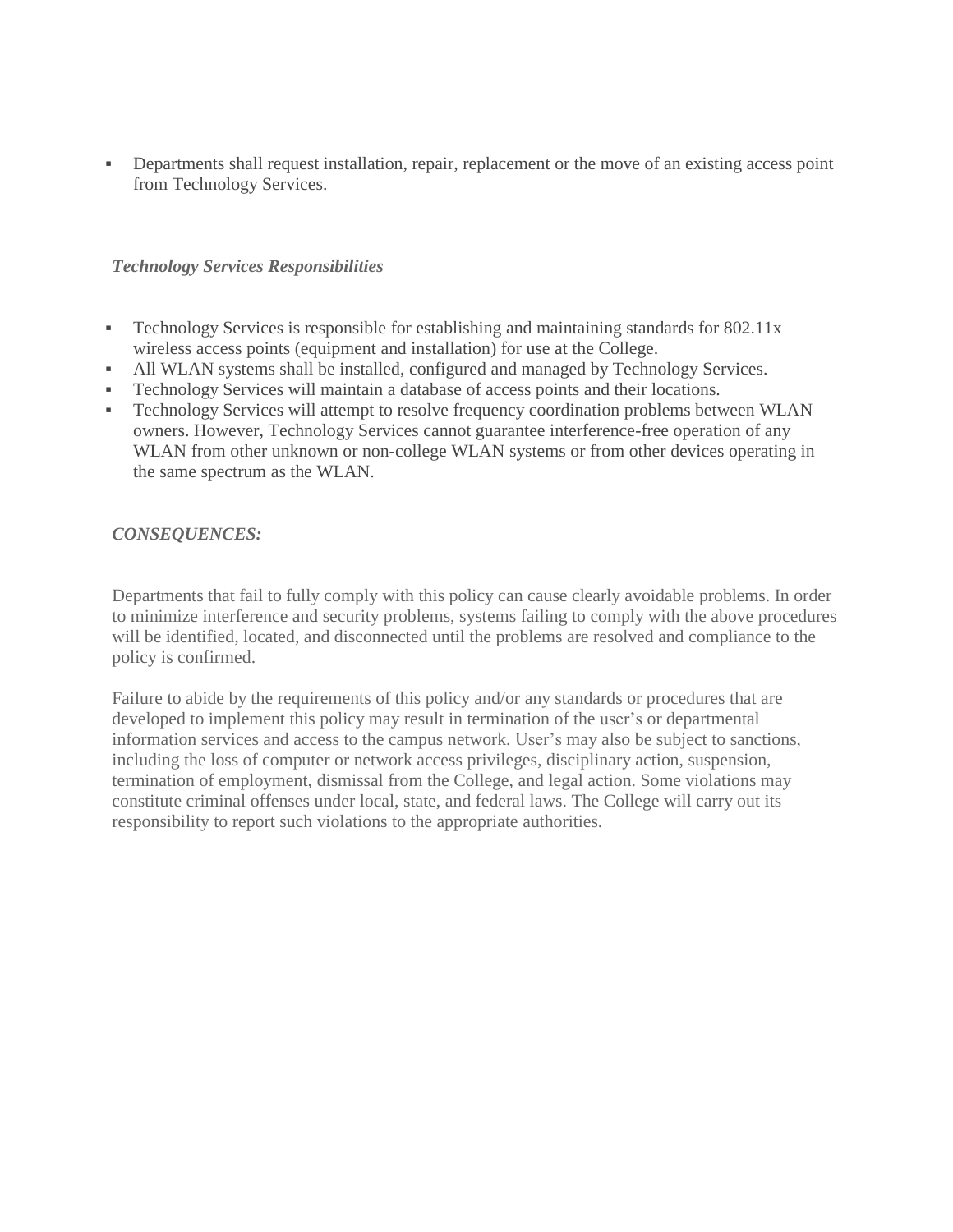- Departments shall request installation, repair, replacement or the move of an existing access point from Technology Services.

***Technology Services Responsibilities***

- Technology Services is responsible for establishing and maintaining standards for 802.11x wireless access points (equipment and installation) for use at the College.
- All WLAN systems shall be installed, configured and managed by Technology Services.
- Technology Services will maintain a database of access points and their locations.
- Technology Services will attempt to resolve frequency coordination problems between WLAN owners. However, Technology Services cannot guarantee interference-free operation of any WLAN from other unknown or non-college WLAN systems or from other devices operating in the same spectrum as the WLAN.

***CONSEQUENCES:***

Departments that fail to fully comply with this policy can cause clearly avoidable problems. In order to minimize interference and security problems, systems failing to comply with the above procedures will be identified, located, and disconnected until the problems are resolved and compliance to the policy is confirmed.

Failure to abide by the requirements of this policy and/or any standards or procedures that are developed to implement this policy may result in termination of the user's or departmental information services and access to the campus network. User's may also be subject to sanctions, including the loss of computer or network access privileges, disciplinary action, suspension, termination of employment, dismissal from the College, and legal action. Some violations may constitute criminal offenses under local, state, and federal laws. The College will carry out its responsibility to report such violations to the appropriate authorities.